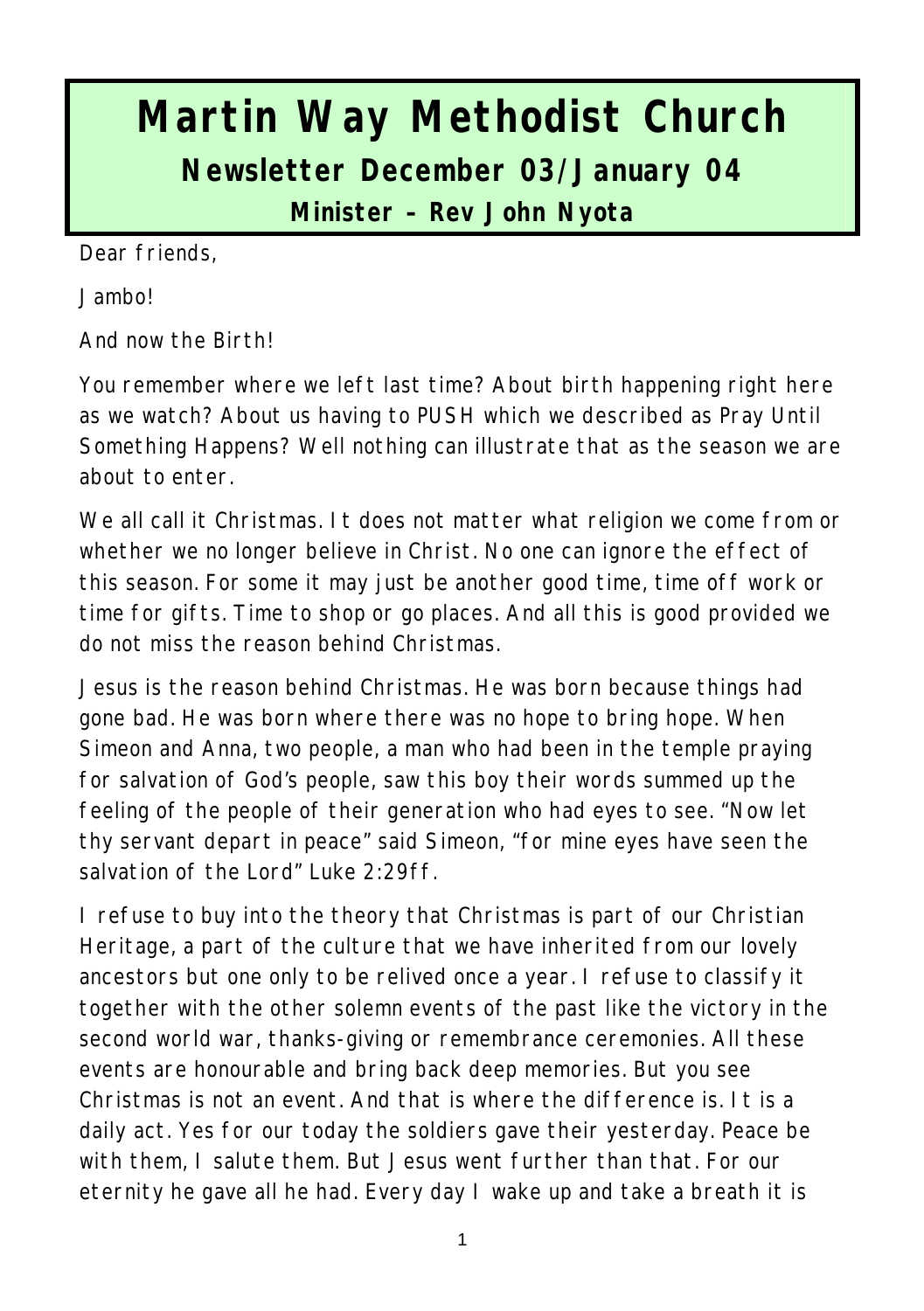# Martin Way Methodist Church

## Newsletter December 03/January 04

### Minister – Rev John Nyota

Dear friends,

Jambo!

And now the Birth!

You remember where we left last time? About birth happening right here as we watch? About us having to PUSH which we described as Pray Until Something Happens? Well nothing can illustrate that as the season we are about to enter.

We all call it Christmas. It does not matter what religion we come from or whether we no longer believe in Christ. No one can ignore the effect of this season. For some it may just be another good time, time off work or time for gifts. Time to shop or go places. And all this is good provided we do not miss the reason behind Christmas.

Jesus is the reason behind Christmas. He was born because things had gone bad. He was born where there was no hope to bring hope. When Simeon and Anna, two people, a man who had been in the temple praying for salvation of God's people, saw this boy their words summed up the feeling of the people of their generation who had eyes to see. "Now let thy servant depart in peace" said Simeon, "for mine eyes have seen the salvation of the Lord" Luke 2:29ff.

I refuse to buy into the theory that Christmas is part of our Christian Heritage, a part of the culture that we have inherited from our lovely ancestors but one only to be relived once a year. I refuse to classify it together with the other solemn events of the past like the victory in the second world war, thanks-giving or remembrance ceremonies. All these events are honourable and bring back deep memories. But you see Christmas is not an event. And that is where the difference is. It is a daily act. Yes for our today the soldiers gave their yesterday. Peace be with them, I salute them. But Jesus went further than that. For our eternity he gave all he had. Every day I wake up and take a breath it is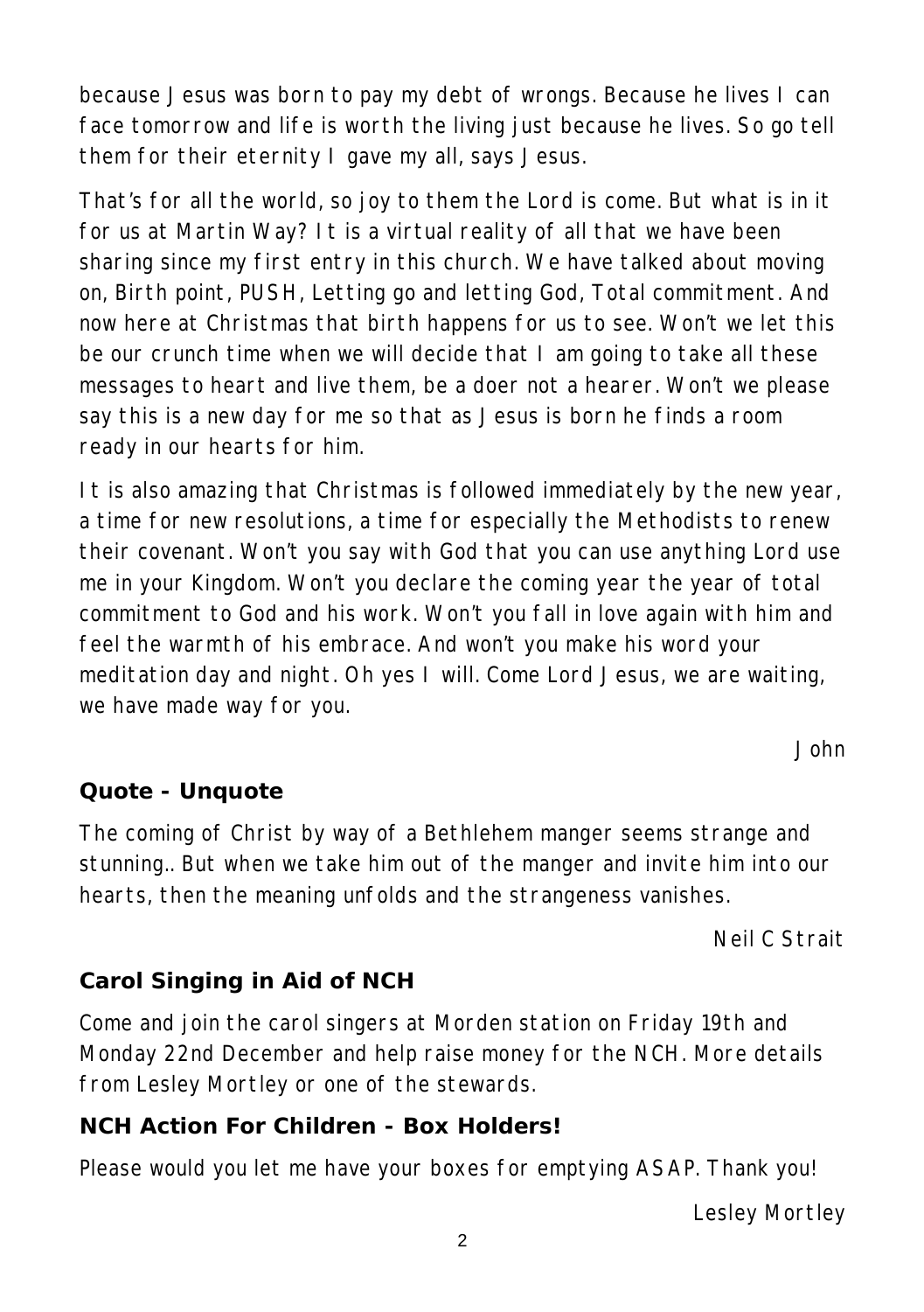because Jesus was born to pay my debt of wrongs. Because he lives I can face tomorrow and life is worth the living just because he lives. So go tell them for their eternity I gave my all, says Jesus.

That's for all the world, so joy to them the Lord is come. But what is in it for us at Martin Way? It is a virtual reality of all that we have been sharing since my first entry in this church. We have talked about moving on, Birth point, PUSH, Letting go and letting God, Total commitment. And now here at Christmas that birth happens for us to see. Won't we let this be our crunch time when we will decide that I am going to take all these messages to heart and live them, be a doer not a hearer. Won't we please say this is a new day for me so that as Jesus is born he finds a room ready in our hearts for him.

It is also amazing that Christmas is followed immediately by the new year, a time for new resolutions, a time for especially the Methodists to renew their covenant. Won't you say with God that you can use anything Lord use me in your Kingdom. Won't you declare the coming year the year of total commitment to God and his work. Won't you fall in love again with him and feel the warmth of his embrace. And won't you make his word your meditation day and night. Oh yes I will. Come Lord Jesus, we are waiting, we have made way for you.

John

## Quote - Unquote

The coming of Christ by way of a Bethlehem manger seems strange and stunning.. But when we take him out of the manger and invite him into our hearts, then the meaning unfolds and the strangeness vanishes.

Neil C Strait

## Carol Singing in Aid of NCH

Come and join the carol singers at Morden station on Friday 19th and Monday 22nd December and help raise money for the NCH. More details from Lesley Mortley or one of the stewards.

## NCH Action For Children - Box Holders!

Please would you let me have your boxes for emptying ASAP. Thank you!

Lesley Mortley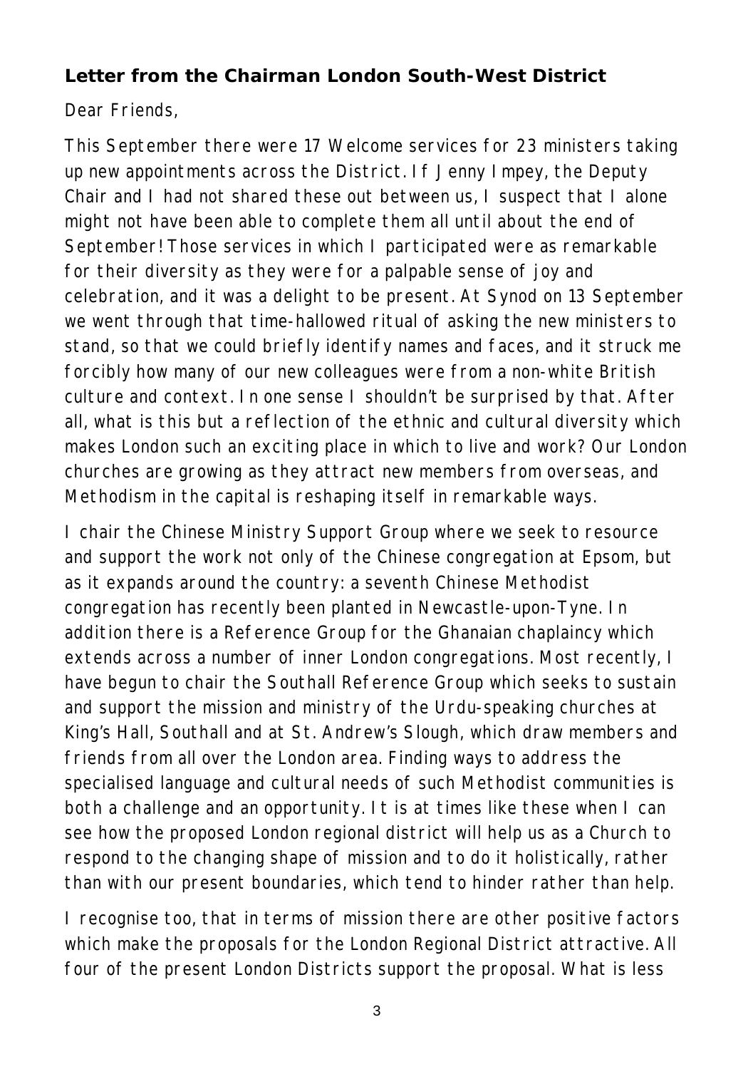**Letter from the Chairman London South-West District**

Dear Friends,

This September there were 17 Welcome services for 23 ministers taking up new appointments across the District. If Jenny Impey, the Deputy Chair and I had not shared these out between us, I suspect that I alone might not have been able to complete them all until about the end of September! Those services in which I participated were as remarkable for their diversity as they were for a palpable sense of joy and celebration, and it was a delight to be present. At Synod on 13 September we went through that time-hallowed ritual of asking the new ministers to stand, so that we could briefly identify names and faces, and it struck me forcibly how many of our new colleagues were from a non-white British culture and context. In one sense I shouldn't be surprised by that. After all, what is this but a reflection of the ethnic and cultural diversity which makes London such an exciting place in which to live and work? Our London churches are growing as they attract new members from overseas, and Methodism in the capital is reshaping itself in remarkable ways.

I chair the Chinese Ministry Support Group where we seek to resource and support the work not only of the Chinese congregation at Epsom, but as it expands around the country: a seventh Chinese Methodist congregation has recently been planted in Newcastle-upon-Tyne. In addition there is a Reference Group for the Ghanaian chaplaincy which extends across a number of inner London congregations. Most recently, I have begun to chair the Southall Reference Group which seeks to sustain and support the mission and ministry of the Urdu-speaking churches at King's Hall, Southall and at St. Andrew's Slough, which draw members and friends from all over the London area. Finding ways to address the specialised language and cultural needs of such Methodist communities is both a challenge and an opportunity. It is at times like these when I can see how the proposed London regional district will help us as a Church to respond to the changing shape of mission and to do it holistically, rather than with our present boundaries, which tend to hinder rather than help.

I recognise too, that in terms of mission there are other positive factors which make the proposals for the London Regional District attractive. All four of the present London Districts support the proposal. What is less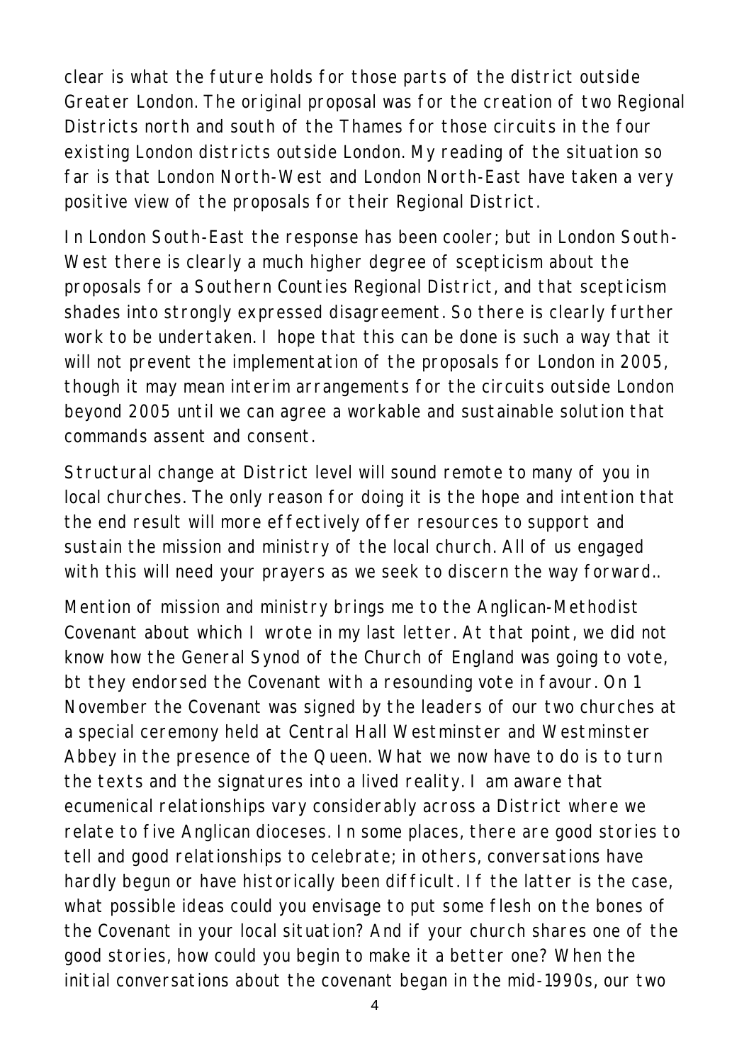clear is what the future holds for those parts of the district outside Greater London. The original proposal was for the creation of two Regional Districts north and south of the Thames for those circuits in the four existing London districts outside London. My reading of the situation so far is that London North-West and London North-East have taken a very positive view of the proposals for their Regional District.

In London South-East the response has been cooler; but in London South-West there is clearly a much higher degree of scepticism about the proposals for a Southern Counties Regional District, and that scepticism shades into strongly expressed disagreement. So there is clearly further work to be undertaken. I hope that this can be done is such a way that it will not prevent the implementation of the proposals for London in 2005, though it may mean interim arrangements for the circuits outside London beyond 2005 until we can agree a workable and sustainable solution that commands assent and consent.

Structural change at District level will sound remote to many of you in local churches. The only reason for doing it is the hope and intention that the end result will more effectively offer resources to support and sustain the mission and ministry of the local church. All of us engaged with this will need your prayers as we seek to discern the way forward..

Mention of mission and ministry brings me to the Anglican-Methodist Covenant about which I wrote in my last letter. At that point, we did not know how the General Synod of the Church of England was going to vote, bt they endorsed the Covenant with a resounding vote in favour. On 1 November the Covenant was signed by the leaders of our two churches at a special ceremony held at Central Hall Westminster and Westminster Abbey in the presence of the Queen. What we now have to do is to turn the texts and the signatures into a lived reality. I am aware that ecumenical relationships vary considerably across a District where we relate to five Anglican dioceses. In some places, there are good stories to tell and good relationships to celebrate; in others, conversations have hardly begun or have historically been difficult. If the latter is the case, what possible ideas could you envisage to put some flesh on the bones of the Covenant in your local situation? And if your church shares one of the good stories, how could you begin to make it a better one? When the initial conversations about the covenant began in the mid-1990s, our two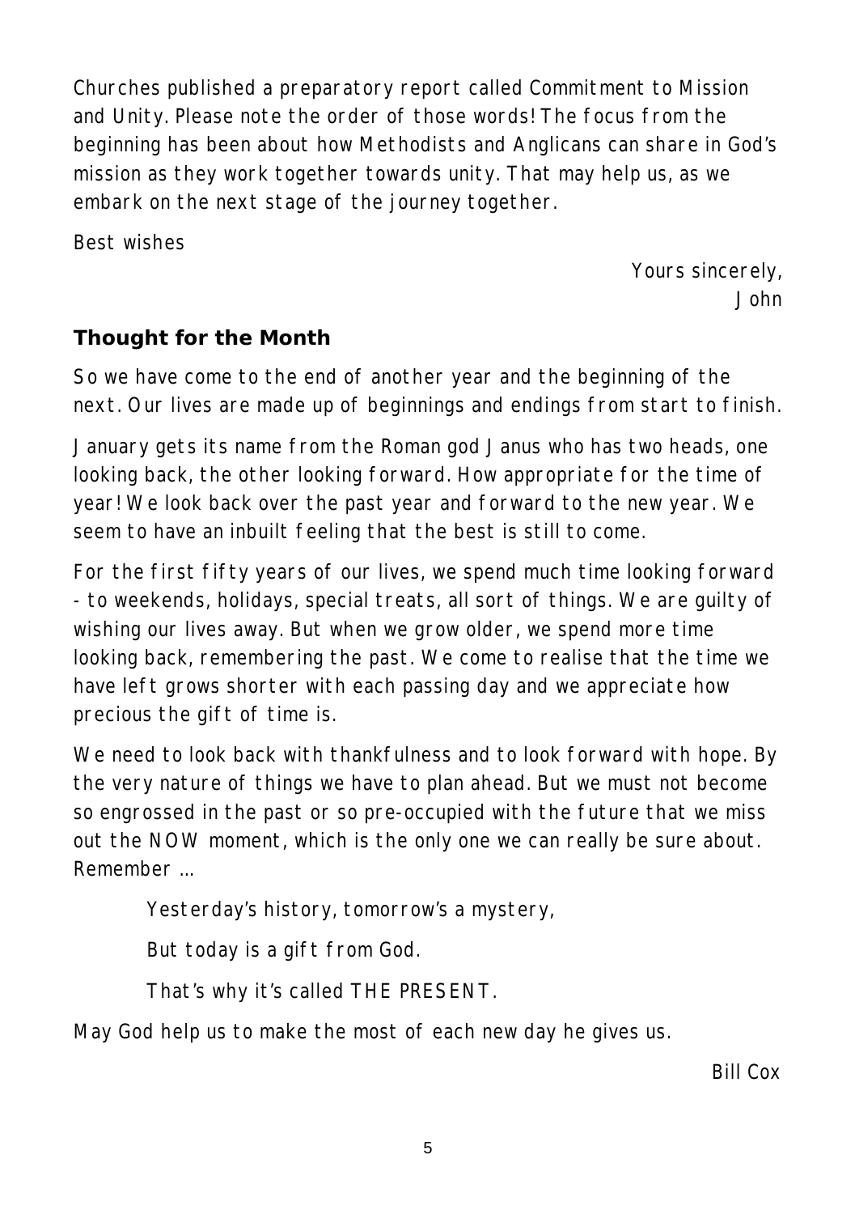Churches published a preparatory report called Commitment to Mission and Unity. Please note the order of those words! The focus from the beginning has been about how Methodists and Anglicans can share in God's mission as they work together towards unity. That may help us, as we embark on the next stage of the journey together.

Best wishes

Yours sincerely,
John

## Thought for the Month

So we have come to the end of another year and the beginning of the next. Our lives are made up of beginnings and endings from start to finish.

January gets its name from the Roman god Janus who has two heads, one looking back, the other looking forward. How appropriate for the time of year! We look back over the past year and forward to the new year. We seem to have an inbuilt feeling that the best is still to come.

For the first fifty years of our lives, we spend much time looking forward - to weekends, holidays, special treats, all sort of things. We are guilty of wishing our lives away. But when we grow older, we spend more time looking back, remembering the past. We come to realise that the time we have left grows shorter with each passing day and we appreciate how precious the gift of time is.

We need to look back with thankfulness and to look forward with hope. By the very nature of things we have to plan ahead. But we must not become so engrossed in the past or so pre-occupied with the future that we miss out the NOW moment, which is the only one we can really be sure about. Remember ...

> Yesterday's history, tomorrow's a mystery,
>
> But today is a gift from God.
>
> That's why it's called THE PRESENT.

May God help us to make the most of each new day he gives us.

Bill Cox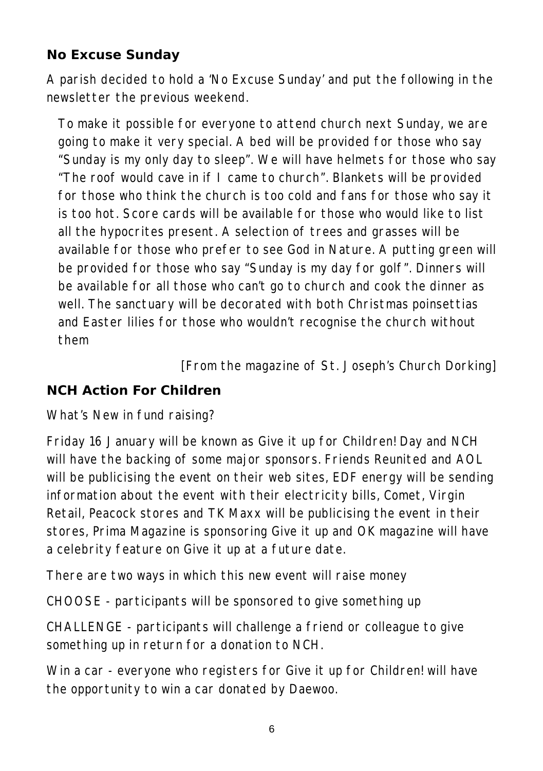## No Excuse Sunday

A parish decided to hold a 'No Excuse Sunday' and put the following in the newsletter the previous weekend.

> To make it possible for everyone to attend church next Sunday, we are going to make it very special. A bed will be provided for those who say "Sunday is my only day to sleep". We will have helmets for those who say "The roof would cave in if I came to church". Blankets will be provided for those who think the church is too cold and fans for those who say it is too hot. Score cards will be available for those who would like to list all the hypocrites present. A selection of trees and grasses will be available for those who prefer to see God in Nature. A putting green will be provided for those who say "Sunday is my day for golf". Dinners will be available for all those who can't go to church and cook the dinner as well. The sanctuary will be decorated with both Christmas poinsettias and Easter lilies for those who wouldn't recognise the church without them

[From the magazine of St. Joseph's Church Dorking]

## NCH Action For Children

What's New in fund raising?

Friday 16 January will be known as Give it up for Children! Day and NCH will have the backing of some major sponsors. Friends Reunited and AOL will be publicising the event on their web sites, EDF energy will be sending information about the event with their electricity bills, Comet, Virgin Retail, Peacock stores and TK Maxx will be publicising the event in their stores, Prima Magazine is sponsoring Give it up and OK magazine will have a celebrity feature on Give it up at a future date.

There are two ways in which this new event will raise money

CHOOSE - participants will be sponsored to give something up

CHALLENGE - participants will challenge a friend or colleague to give something up in return for a donation to NCH.

Win a car - everyone who registers for Give it up for Children! will have the opportunity to win a car donated by Daewoo.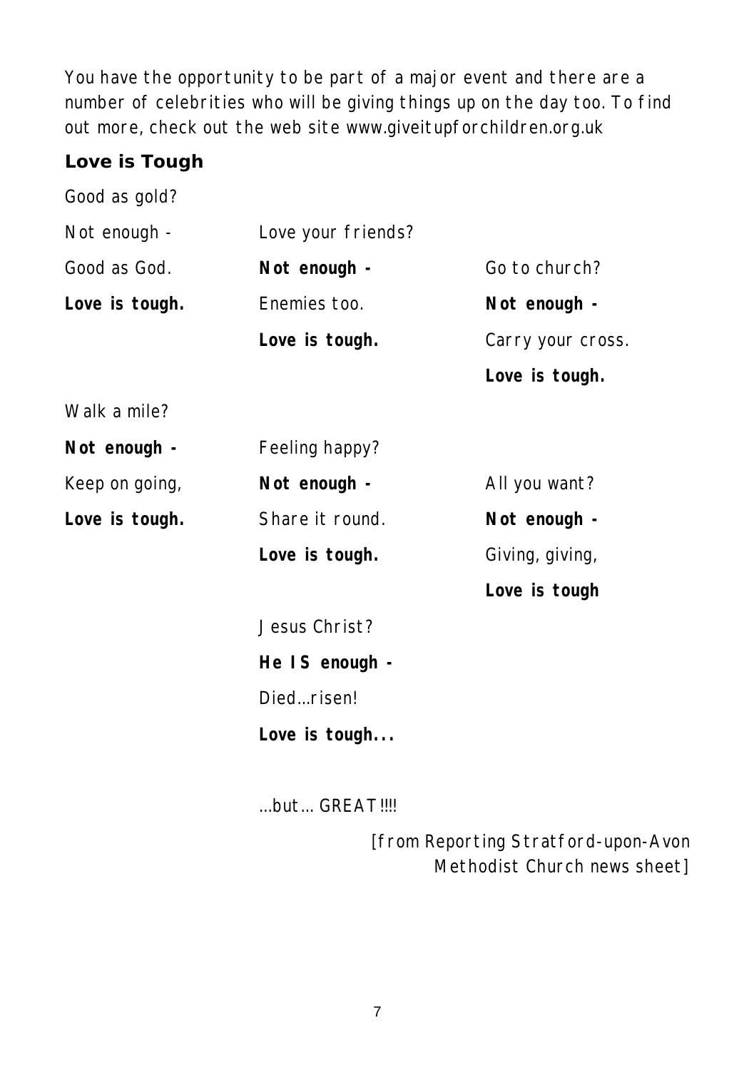You have the opportunity to be part of a major event and there are a number of celebrities who will be giving things up on the day too. To find out more, check out the web site www.giveitupforchildren.org.uk

## Love is Tough

Good as gold?
Not enough -
Good as God.
**Love is tough.**

Love your friends?
**Not enough -**
Enemies too.
**Love is tough.**

Go to church?
**Not enough -**
Carry your cross.
**Love is tough.**

Walk a mile?
**Not enough -**
Keep on going,
**Love is tough.**

Feeling happy?
**Not enough -**
Share it round.
**Love is tough.**

All you want?
**Not enough -**
Giving, giving,
**Love is tough**

Jesus Christ?
**He IS enough -**
Died…risen!
**Love is tough...**

…but… GREAT!!!!

[from Reporting Stratford-upon-Avon Methodist Church news sheet]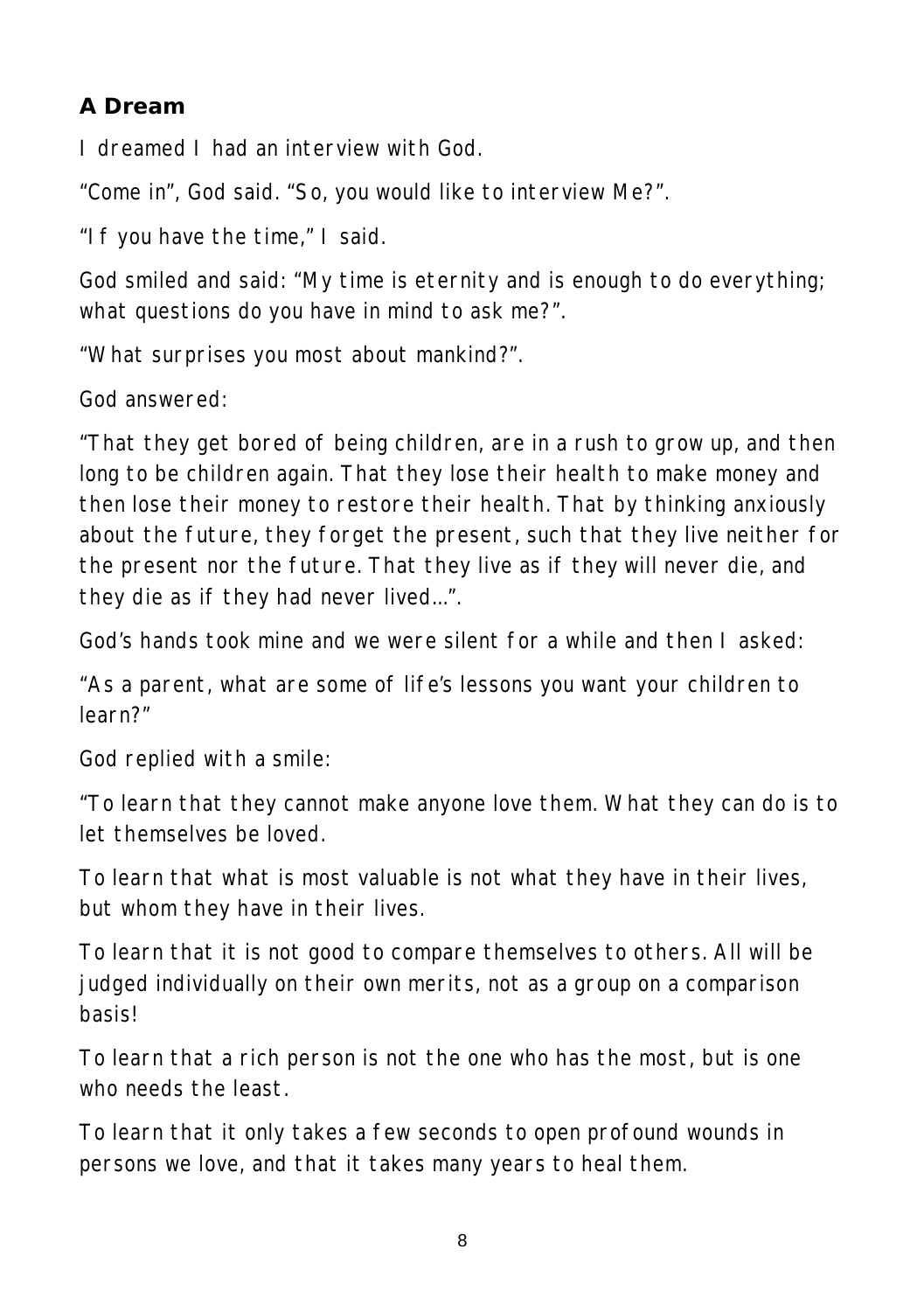### A Dream

I dreamed I had an interview with God.

“Come in”, God said. “So, you would like to interview Me?”.

“If you have the time,” I said.

God smiled and said: “My time is eternity and is enough to do everything; what questions do you have in mind to ask me?”.

“What surprises you most about mankind?”.

God answered:

“That they get bored of being children, are in a rush to grow up, and then long to be children again. That they lose their health to make money and then lose their money to restore their health. That by thinking anxiously about the future, they forget the present, such that they live neither for the present nor the future. That they live as if they will never die, and they die as if they had never lived…”.

God’s hands took mine and we were silent for a while and then I asked:

“As a parent, what are some of life’s lessons you want your children to learn?”

God replied with a smile:

“To learn that they cannot make anyone love them. What they can do is to let themselves be loved.

To learn that what is most valuable is not what they have in their lives, but whom they have in their lives.

To learn that it is not good to compare themselves to others. All will be judged individually on their own merits, not as a group on a comparison basis!

To learn that a rich person is not the one who has the most, but is one who needs the least.

To learn that it only takes a few seconds to open profound wounds in persons we love, and that it takes many years to heal them.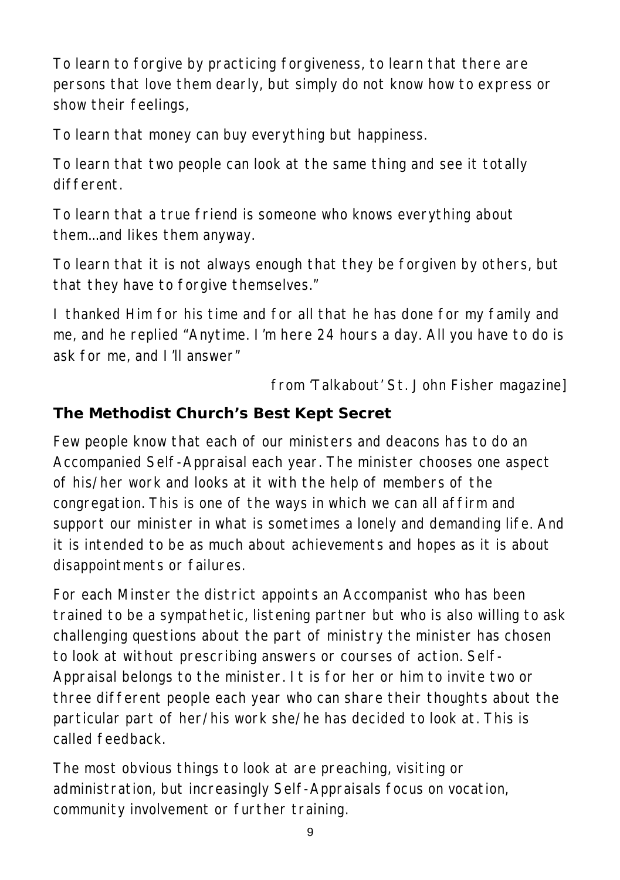To learn to forgive by practicing forgiveness, to learn that there are persons that love them dearly, but simply do not know how to express or show their feelings,

To learn that money can buy everything but happiness.

To learn that two people can look at the same thing and see it totally different.

To learn that a true friend is someone who knows everything about them...and likes them anyway.

To learn that it is not always enough that they be forgiven by others, but that they have to forgive themselves."

I thanked Him for his time and for all that he has done for my family and me, and he replied "Anytime. I'm here 24 hours a day. All you have to do is ask for me, and I'll answer"

from 'Talkabout' St. John Fisher magazine]

### The Methodist Church's Best Kept Secret

Few people know that each of our ministers and deacons has to do an Accompanied Self-Appraisal each year. The minister chooses one aspect of his/her work and looks at it with the help of members of the congregation. This is one of the ways in which we can all affirm and support our minister in what is sometimes a lonely and demanding life. And it is intended to be as much about achievements and hopes as it is about disappointments or failures.

For each Minster the district appoints an Accompanist who has been trained to be a sympathetic, listening partner but who is also willing to ask challenging questions about the part of ministry the minister has chosen to look at without prescribing answers or courses of action. Self-Appraisal belongs to the minister. It is for her or him to invite two or three different people each year who can share their thoughts about the particular part of her/his work she/he has decided to look at. This is called feedback.

The most obvious things to look at are preaching, visiting or administration, but increasingly Self-Appraisals focus on vocation, community involvement or further training.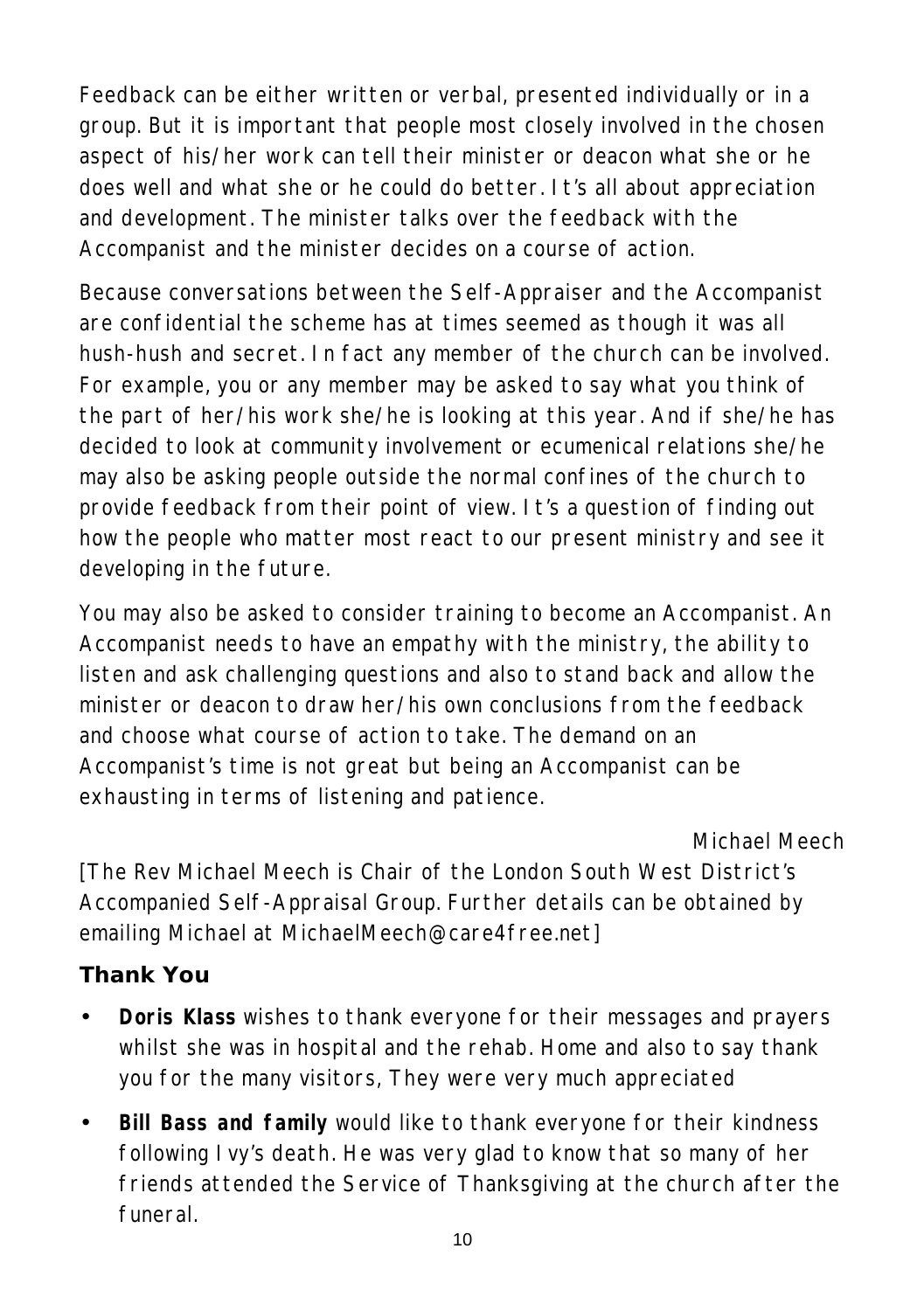Feedback can be either written or verbal, presented individually or in a group. But it is important that people most closely involved in the chosen aspect of his/her work can tell their minister or deacon what she or he does well and what she or he could do better. It's all about appreciation and development. The minister talks over the feedback with the Accompanist and the minister decides on a course of action.

Because conversations between the Self-Appraiser and the Accompanist are confidential the scheme has at times seemed as though it was all hush-hush and secret. In fact any member of the church can be involved. For example, you or any member may be asked to say what you think of the part of her/his work she/he is looking at this year. And if she/he has decided to look at community involvement or ecumenical relations she/he may also be asking people outside the normal confines of the church to provide feedback from their point of view. It's a question of finding out how the people who matter most react to our present ministry and see it developing in the future.

You may also be asked to consider training to become an Accompanist. An Accompanist needs to have an empathy with the ministry, the ability to listen and ask challenging questions and also to stand back and allow the minister or deacon to draw her/his own conclusions from the feedback and choose what course of action to take. The demand on an Accompanist's time is not great but being an Accompanist can be exhausting in terms of listening and patience.

Michael Meech

[The Rev Michael Meech is Chair of the London South West District's Accompanied Self-Appraisal Group. Further details can be obtained by emailing Michael at MichaelMeech@care4free.net]

## Thank You

- **Doris Klass** wishes to thank everyone for their messages and prayers whilst she was in hospital and the rehab. Home and also to say thank you for the many visitors, They were very much appreciated
- **Bill Bass and family** would like to thank everyone for their kindness following Ivy's death. He was very glad to know that so many of her friends attended the Service of Thanksgiving at the church after the funeral.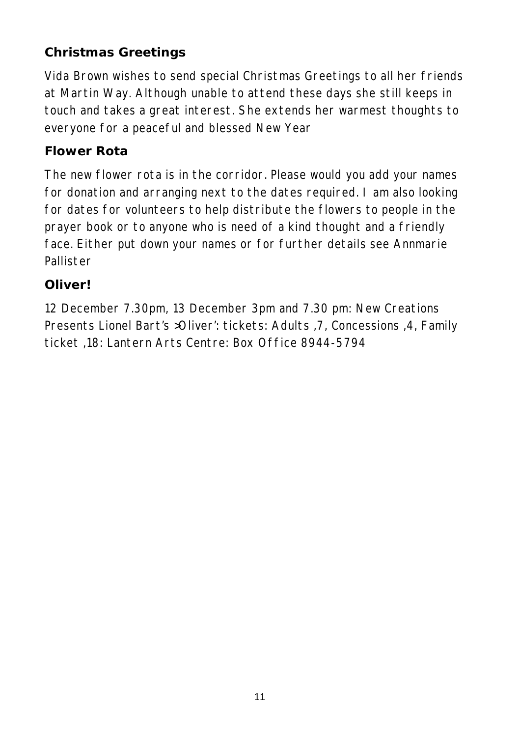## Christmas Greetings

Vida Brown wishes to send special Christmas Greetings to all her friends at Martin Way. Although unable to attend these days she still keeps in touch and takes a great interest. She extends her warmest thoughts to everyone for a peaceful and blessed New Year

## Flower Rota

The new flower rota is in the corridor. Please would you add your names for donation and arranging next to the dates required. I am also looking for dates for volunteers to help distribute the flowers to people in the prayer book or to anyone who is need of a kind thought and a friendly face. Either put down your names or for further details see Annmarie Pallister

## Oliver!

12 December 7.30pm, 13 December 3pm and 7.30 pm: New Creations Presents Lionel Bart's >Oliver': tickets: Adults ,7, Concessions ,4, Family ticket ,18: Lantern Arts Centre: Box Office 8944-5794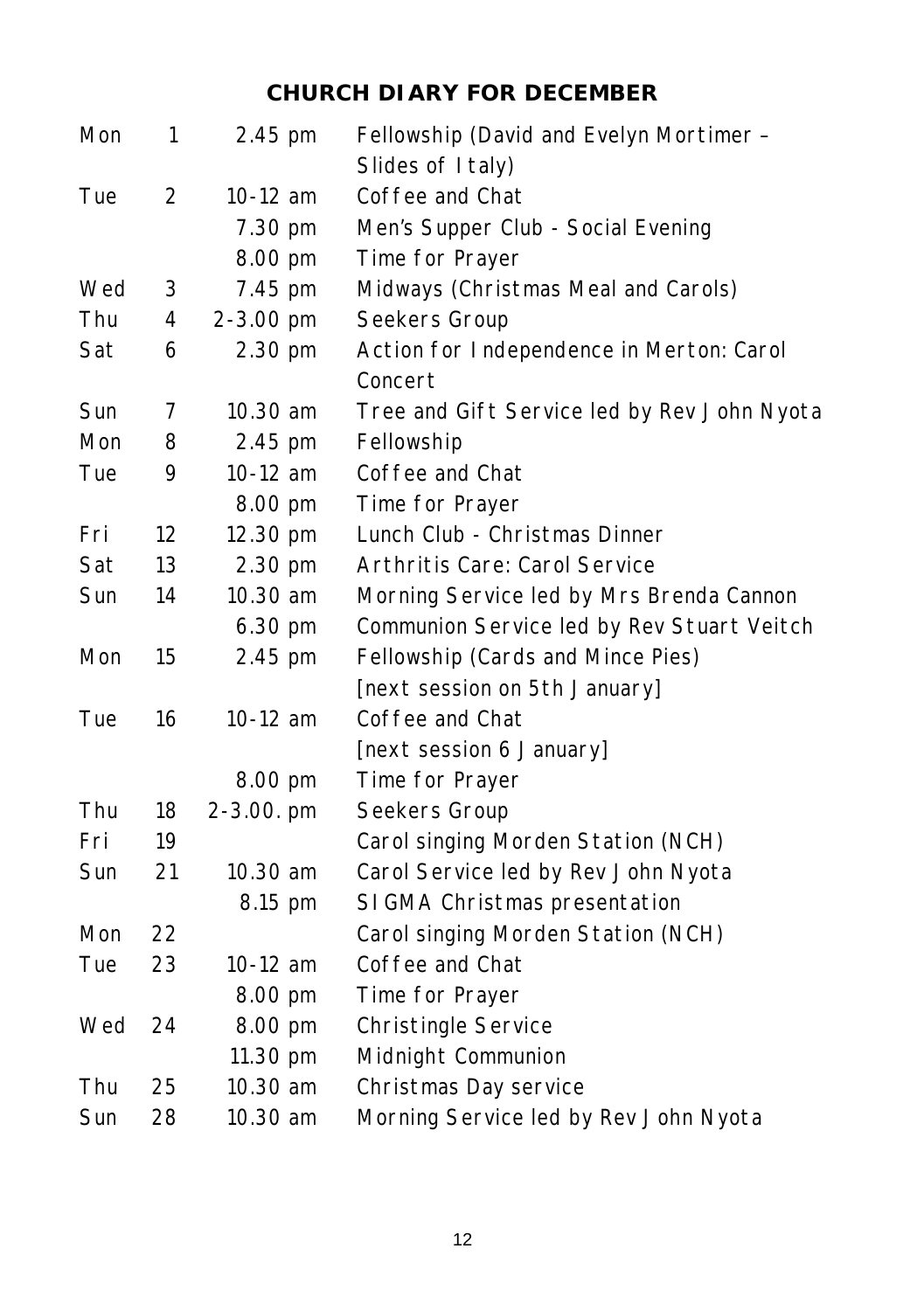# CHURCH DIARY FOR DECEMBER

| | | | |
|---|---|---|---|
| Mon | 1 | 2.45 pm | Fellowship (David and Evelyn Mortimer – Slides of Italy) |
| Tue | 2 | 10-12 am | Coffee and Chat |
| | | 7.30 pm | Men's Supper Club - Social Evening |
| | | 8.00 pm | Time for Prayer |
| Wed | 3 | 7.45 pm | Midways (Christmas Meal and Carols) |
| Thu | 4 | 2-3.00 pm | Seekers Group |
| Sat | 6 | 2.30 pm | Action for Independence in Merton: Carol Concert |
| Sun | 7 | 10.30 am | Tree and Gift Service led by Rev John Nyota |
| Mon | 8 | 2.45 pm | Fellowship |
| Tue | 9 | 10-12 am | Coffee and Chat |
| | | 8.00 pm | Time for Prayer |
| Fri | 12 | 12.30 pm | Lunch Club - Christmas Dinner |
| Sat | 13 | 2.30 pm | Arthritis Care: Carol Service |
| Sun | 14 | 10.30 am | Morning Service led by Mrs Brenda Cannon |
| | | 6.30 pm | Communion Service led by Rev Stuart Veitch |
| Mon | 15 | 2.45 pm | Fellowship (Cards and Mince Pies) [next session on 5th January] |
| Tue | 16 | 10-12 am | Coffee and Chat [next session 6 January] |
| | | 8.00 pm | Time for Prayer |
| Thu | 18 | 2-3.00. pm | Seekers Group |
| Fri | 19 | | Carol singing Morden Station (NCH) |
| Sun | 21 | 10.30 am | Carol Service led by Rev John Nyota |
| | | 8.15 pm | SIGMA Christmas presentation |
| Mon | 22 | | Carol singing Morden Station (NCH) |
| Tue | 23 | 10-12 am | Coffee and Chat |
| | | 8.00 pm | Time for Prayer |
| Wed | 24 | 8.00 pm | Christingle Service |
| | | 11.30 pm | Midnight Communion |
| Thu | 25 | 10.30 am | Christmas Day service |
| Sun | 28 | 10.30 am | Morning Service led by Rev John Nyota |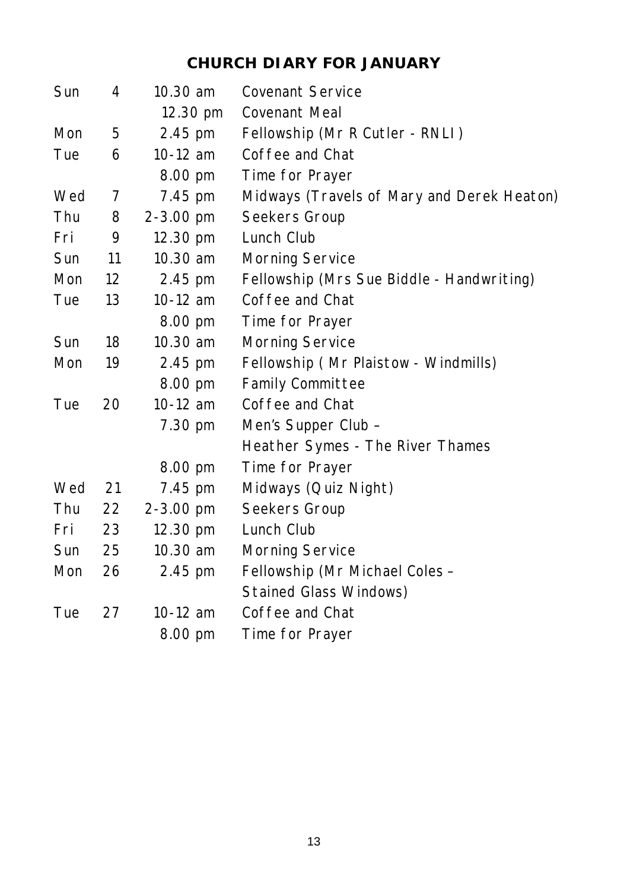# CHURCH DIARY FOR JANUARY

| | | | |
|---|---|---|---|
| Sun | 4 | 10.30 am | Covenant Service |
| | | 12.30 pm | Covenant Meal |
| Mon | 5 | 2.45 pm | Fellowship (Mr R Cutler - RNLI) |
| Tue | 6 | 10-12 am | Coffee and Chat |
| | | 8.00 pm | Time for Prayer |
| Wed | 7 | 7.45 pm | Midways (Travels of Mary and Derek Heaton) |
| Thu | 8 | 2-3.00 pm | Seekers Group |
| Fri | 9 | 12.30 pm | Lunch Club |
| Sun | 11 | 10.30 am | Morning Service |
| Mon | 12 | 2.45 pm | Fellowship (Mrs Sue Biddle - Handwriting) |
| Tue | 13 | 10-12 am | Coffee and Chat |
| | | 8.00 pm | Time for Prayer |
| Sun | 18 | 10.30 am | Morning Service |
| Mon | 19 | 2.45 pm | Fellowship ( Mr Plaistow - Windmills) |
| | | 8.00 pm | Family Committee |
| Tue | 20 | 10-12 am | Coffee and Chat |
| | | 7.30 pm | Men's Supper Club – Heather Symes - The River Thames |
| | | 8.00 pm | Time for Prayer |
| Wed | 21 | 7.45 pm | Midways (Quiz Night) |
| Thu | 22 | 2-3.00 pm | Seekers Group |
| Fri | 23 | 12.30 pm | Lunch Club |
| Sun | 25 | 10.30 am | Morning Service |
| Mon | 26 | 2.45 pm | Fellowship (Mr Michael Coles – Stained Glass Windows) |
| Tue | 27 | 10-12 am | Coffee and Chat |
| | | 8.00 pm | Time for Prayer |